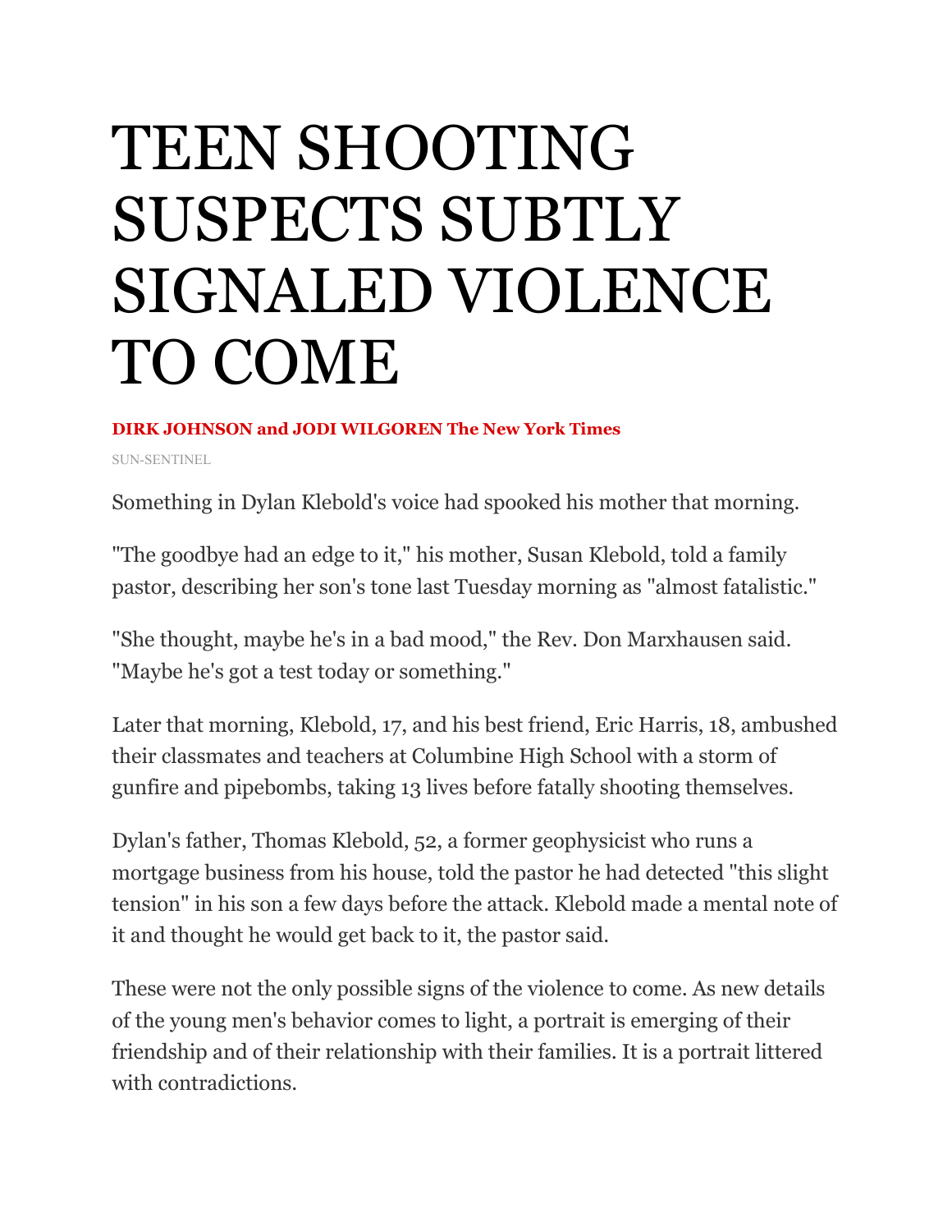# TEEN SHOOTING SUSPECTS SUBTLY SIGNALED VIOLENCE TO COME

**DIRK JOHNSON and JODI WILGOREN The New York Times**

SUN-SENTINEL

Something in Dylan Klebold's voice had spooked his mother that morning.

"The goodbye had an edge to it," his mother, Susan Klebold, told a family pastor, describing her son's tone last Tuesday morning as "almost fatalistic."

"She thought, maybe he's in a bad mood," the Rev. Don Marxhausen said. "Maybe he's got a test today or something."

Later that morning, Klebold, 17, and his best friend, Eric Harris, 18, ambushed their classmates and teachers at Columbine High School with a storm of gunfire and pipebombs, taking 13 lives before fatally shooting themselves.

Dylan's father, Thomas Klebold, 52, a former geophysicist who runs a mortgage business from his house, told the pastor he had detected "this slight tension" in his son a few days before the attack. Klebold made a mental note of it and thought he would get back to it, the pastor said.

These were not the only possible signs of the violence to come. As new details of the young men's behavior comes to light, a portrait is emerging of their friendship and of their relationship with their families. It is a portrait littered with contradictions.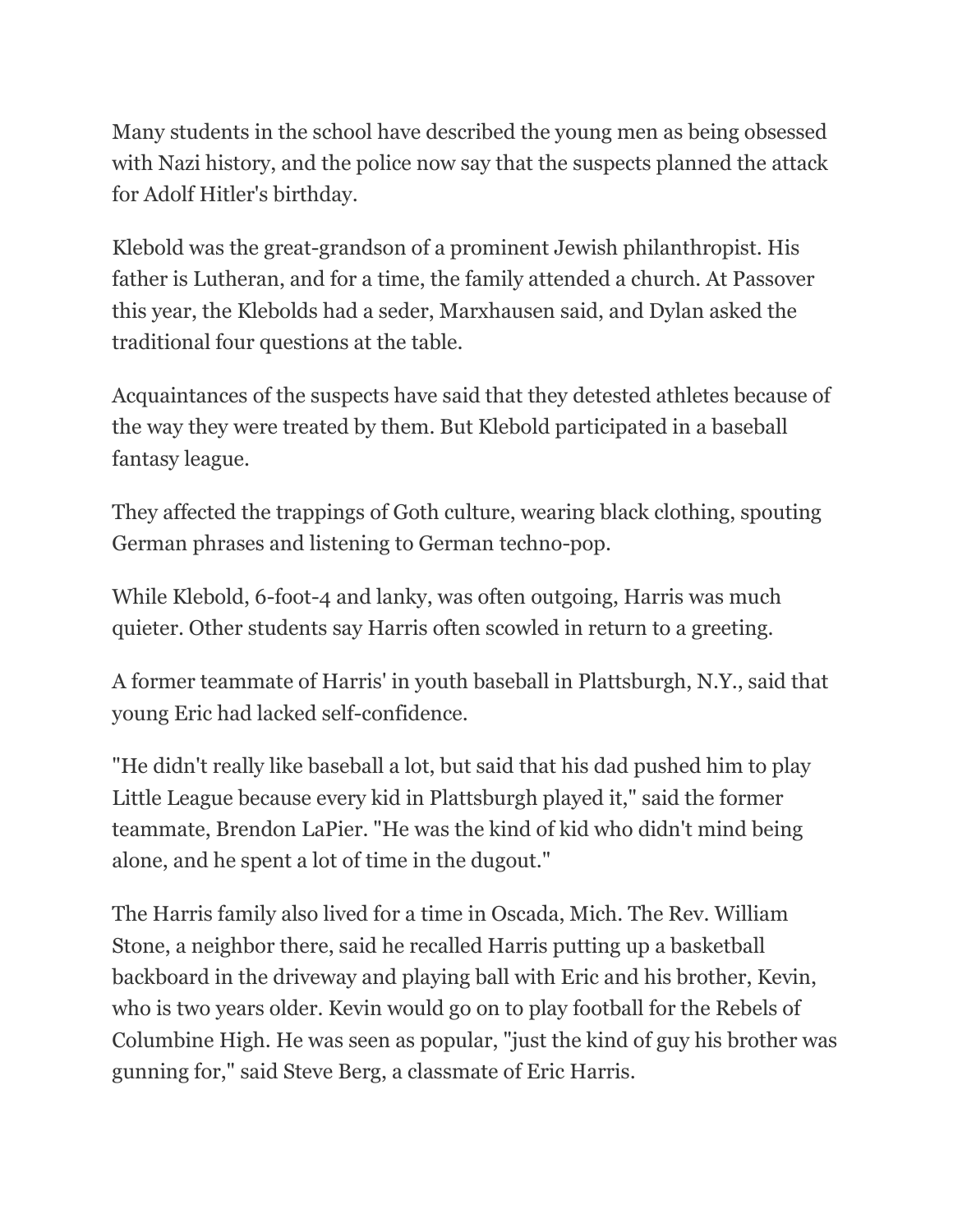Many students in the school have described the young men as being obsessed with Nazi history, and the police now say that the suspects planned the attack for Adolf Hitler's birthday.

Klebold was the great-grandson of a prominent Jewish philanthropist. His father is Lutheran, and for a time, the family attended a church. At Passover this year, the Klebolds had a seder, Marxhausen said, and Dylan asked the traditional four questions at the table.

Acquaintances of the suspects have said that they detested athletes because of the way they were treated by them. But Klebold participated in a baseball fantasy league.

They affected the trappings of Goth culture, wearing black clothing, spouting German phrases and listening to German techno-pop.

While Klebold, 6-foot-4 and lanky, was often outgoing, Harris was much quieter. Other students say Harris often scowled in return to a greeting.

A former teammate of Harris' in youth baseball in Plattsburgh, N.Y., said that young Eric had lacked self-confidence.

"He didn't really like baseball a lot, but said that his dad pushed him to play Little League because every kid in Plattsburgh played it," said the former teammate, Brendon LaPier. "He was the kind of kid who didn't mind being alone, and he spent a lot of time in the dugout."

The Harris family also lived for a time in Oscada, Mich. The Rev. William Stone, a neighbor there, said he recalled Harris putting up a basketball backboard in the driveway and playing ball with Eric and his brother, Kevin, who is two years older. Kevin would go on to play football for the Rebels of Columbine High. He was seen as popular, "just the kind of guy his brother was gunning for," said Steve Berg, a classmate of Eric Harris.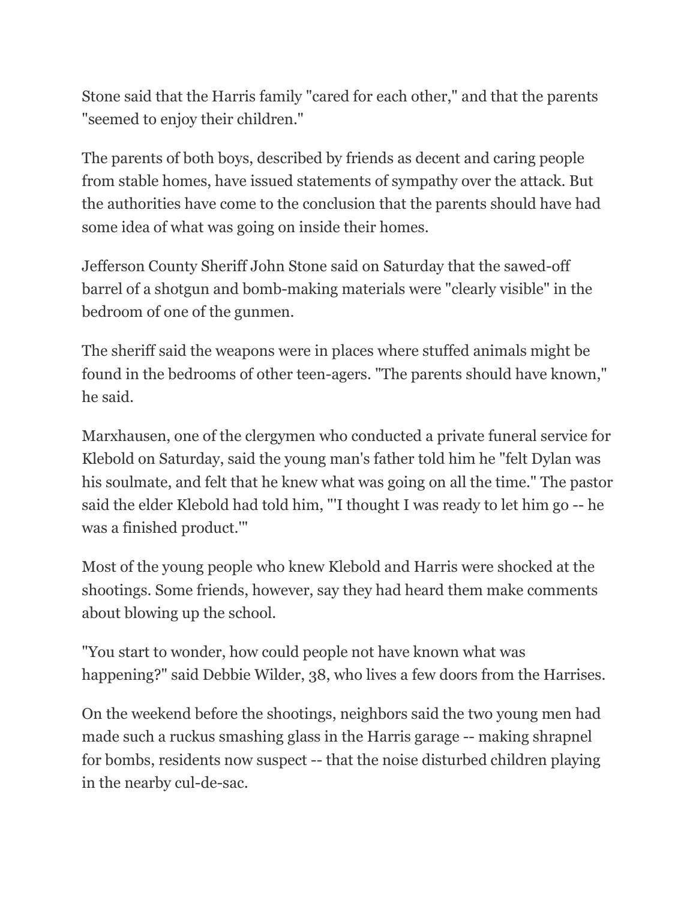Stone said that the Harris family "cared for each other," and that the parents "seemed to enjoy their children."

The parents of both boys, described by friends as decent and caring people from stable homes, have issued statements of sympathy over the attack. But the authorities have come to the conclusion that the parents should have had some idea of what was going on inside their homes.

Jefferson County Sheriff John Stone said on Saturday that the sawed-off barrel of a shotgun and bomb-making materials were "clearly visible" in the bedroom of one of the gunmen.

The sheriff said the weapons were in places where stuffed animals might be found in the bedrooms of other teen-agers. "The parents should have known," he said.

Marxhausen, one of the clergymen who conducted a private funeral service for Klebold on Saturday, said the young man's father told him he "felt Dylan was his soulmate, and felt that he knew what was going on all the time." The pastor said the elder Klebold had told him, "'I thought I was ready to let him go -- he was a finished product.'"

Most of the young people who knew Klebold and Harris were shocked at the shootings. Some friends, however, say they had heard them make comments about blowing up the school.

"You start to wonder, how could people not have known what was happening?" said Debbie Wilder, 38, who lives a few doors from the Harrises.

On the weekend before the shootings, neighbors said the two young men had made such a ruckus smashing glass in the Harris garage -- making shrapnel for bombs, residents now suspect -- that the noise disturbed children playing in the nearby cul-de-sac.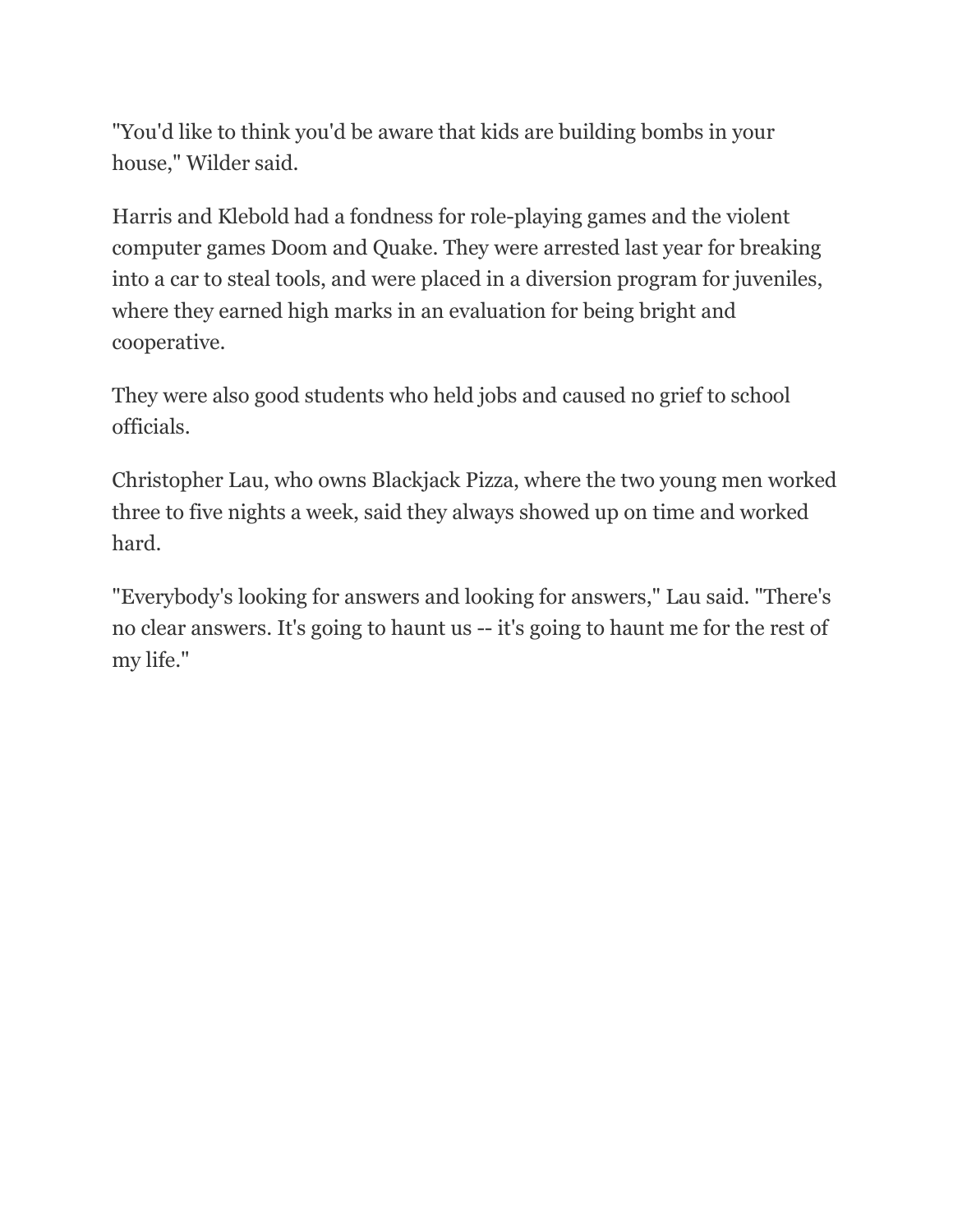"You'd like to think you'd be aware that kids are building bombs in your house," Wilder said.

Harris and Klebold had a fondness for role-playing games and the violent computer games Doom and Quake. They were arrested last year for breaking into a car to steal tools, and were placed in a diversion program for juveniles, where they earned high marks in an evaluation for being bright and cooperative.

They were also good students who held jobs and caused no grief to school officials.

Christopher Lau, who owns Blackjack Pizza, where the two young men worked three to five nights a week, said they always showed up on time and worked hard.

"Everybody's looking for answers and looking for answers," Lau said. "There's no clear answers. It's going to haunt us -- it's going to haunt me for the rest of my life."